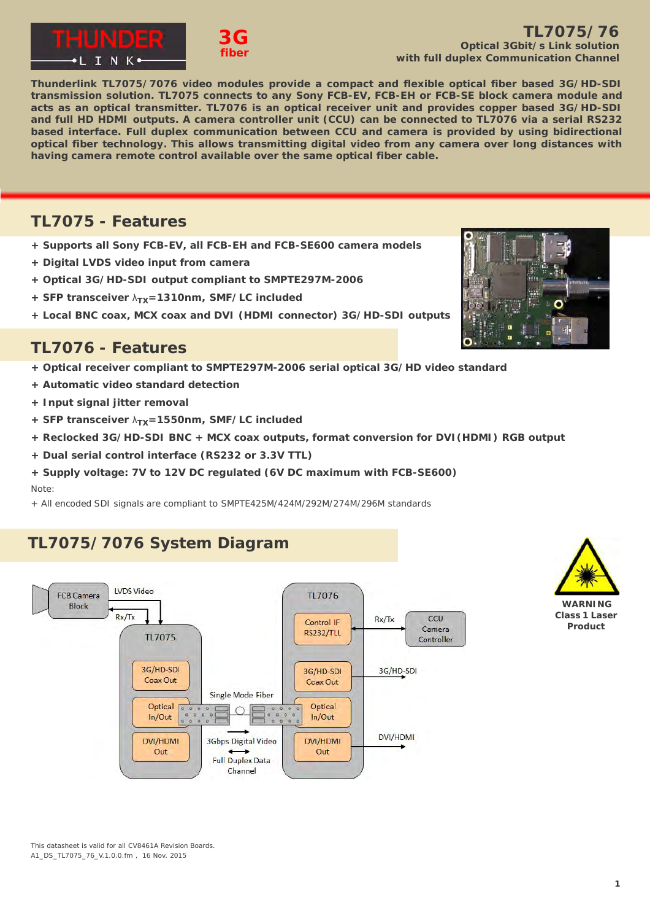# TL7075/76

**Optical 3Gbit/s Link solution with full duplex Communication Channel**

**Thunderlink TL7075/7076 video modules provide a compact and flexible optical fiber based 3G/HD-SDI transmission solution. TL7075 connects to any Sony FCB-EV, FCB-EH or FCB-SE block camera module and acts as an optical transmitter. TL7076 is an optical receiver unit and provides copper based 3G/HD-SDI and full HD HDMI outputs. A camera controller unit (CCU) can be connected to TL7076 via a serial RS232 based interface. Full duplex communication between CCU and camera is provided by using bidirectional optical fiber technology. This allows transmitting digital video from any camera over long distances with having camera remote control available over the same optical fiber cable.**

## TL7075 - Features

- **Supports all Sony FCB-EV, all FCB-EH and FCB-SE600 camera models**
- **Digital LVDS video input from camera**
- **Optical 3G/HD-SDI output compliant to SMPTE297M-2006**
- **SFP transceiver $\lambda_{TX}$=1310nm, SMF/LC included**
- **Local BNC coax, MCX coax and DVI (HDMI connector) 3G/HD-SDI outputs**

## TL7076 - Features

- **Optical receiver compliant to SMPTE297M-2006 serial optical 3G/HD video standard**
- **Automatic video standard detection**
- **Input signal jitter removal**
- **SFP transceiver $\lambda_{TX}$=1550nm, SMF/LC included**
- **Reclocked 3G/HD-SDI BNC + MCX coax outputs, format conversion for DVI(HDMI) RGB output**
- **Dual serial control interface (RS232 or 3.3V TTL)**
- **Supply voltage: 7V to 12V DC regulated (6V DC maximum with FCB-SE600)**

Note:

- All encoded SDI signals are compliant to SMPTE425M/424M/292M/274M/296M standards

## TL7075/7076 System Diagram

FCB Camera Block — LVDS Video — Rx/Tx — TL7075 (3G/HD-SDI Coax Out; Optical In/Out; DVI/HDMI Out) — Single Mode Fiber — 3Gbps Digital Video — Full Duplex Data Channel — TL7076 (Control IF RS232/TLL; 3G/HD-SDI Coax Out; Optical In/Out; DVI/HDMI Out) — Rx/Tx — CCU Camera Controller; 3G/HD-SDI; DVI/HDMI

**WARNING Class 1 Laser Product**

This datasheet is valid for all CV8461A Revision Boards.
A1_DS_TL7075_76_V.1.0.0.fm , 16 Nov. 2015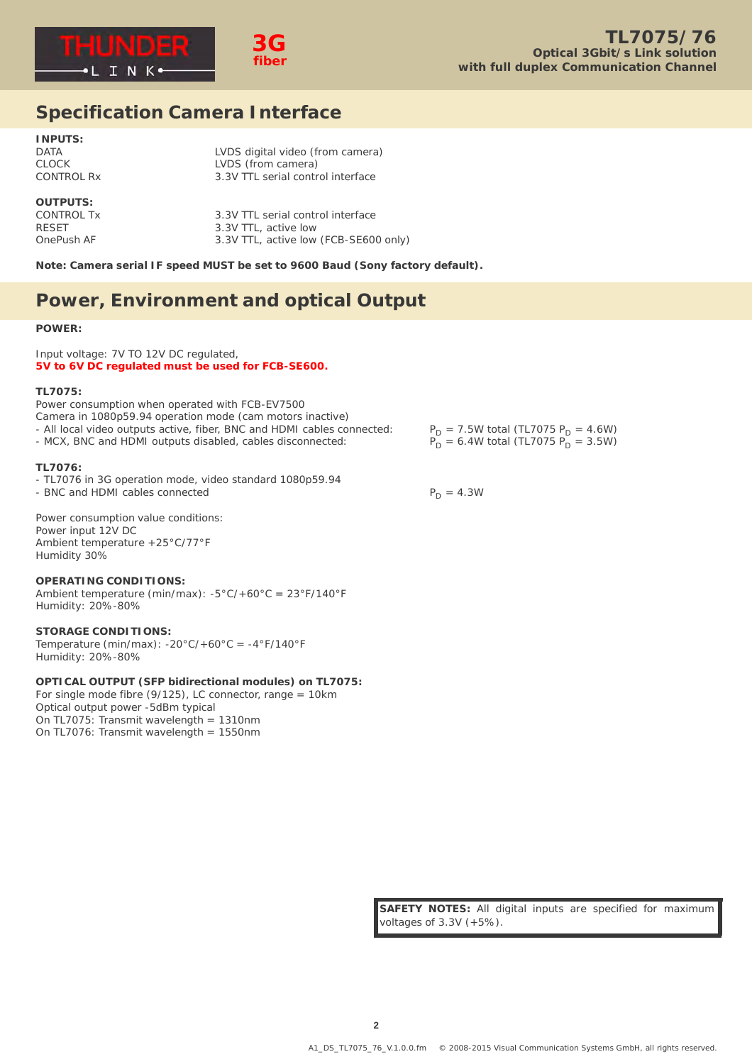## Specification Camera Interface

**INPUTS:**

| | |
|---|---|
| DATA | LVDS digital video (from camera) |
| CLOCK | LVDS (from camera) |
| CONTROL Rx | 3.3V TTL serial control interface |

**OUTPUTS:**

| | |
|---|---|
| CONTROL Tx | 3.3V TTL serial control interface |
| RESET | 3.3V TTL, active low |
| OnePush AF | 3.3V TTL, active low (FCB-SE600 only) |

**Note: Camera serial IF speed MUST be set to 9600 Baud (Sony factory default).**

## Power, Environment and optical Output

**POWER:**

Input voltage: 7V TO 12V DC regulated,
**5V to 6V DC regulated must be used for FCB-SE600.**

**TL7075:**
Power consumption when operated with FCB-EV7500
Camera in 1080p59.94 operation mode (cam motors inactive)

- All local video outputs active, fiber, BNC and HDMI cables connected: $P_D$ = 7.5W total (TL7075 $P_D$ = 4.6W)
- MCX, BNC and HDMI outputs disabled, cables disconnected: $P_D$ = 6.4W total (TL7075 $P_D$ = 3.5W)

**TL7076:**

- TL7076 in 3G operation mode, video standard 1080p59.94
- BNC and HDMI cables connected $P_D$ = 4.3W

Power consumption value conditions:
Power input 12V DC
Ambient temperature +25°C/77°F
Humidity 30%

**OPERATING CONDITIONS:**
Ambient temperature (min/max): -5°C/+60°C = 23°F/140°F
Humidity: 20%-80%

**STORAGE CONDITIONS:**
Temperature (min/max): -20°C/+60°C = -4°F/140°F
Humidity: 20%-80%

**OPTICAL OUTPUT (SFP bidirectional modules) on TL7075:**
For single mode fibre (9/125), LC connector, range = 10km
Optical output power -5dBm typical
On TL7075: Transmit wavelength = 1310nm
On TL7076: Transmit wavelength = 1550nm

**SAFETY NOTES:** All digital inputs are specified for maximum voltages of 3.3V (+5%).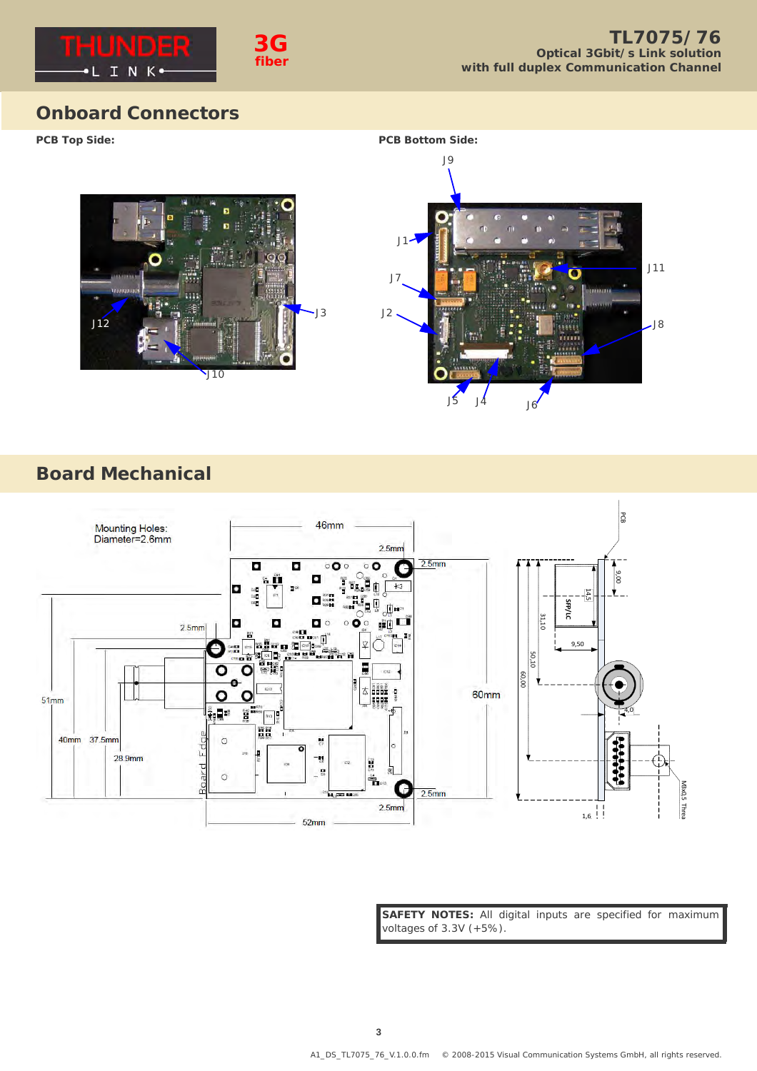## Onboard Connectors

**PCB Top Side:**

**PCB Bottom Side:**

## Board Mechanical

**SAFETY NOTES:** All digital inputs are specified for maximum voltages of 3.3V (+5%).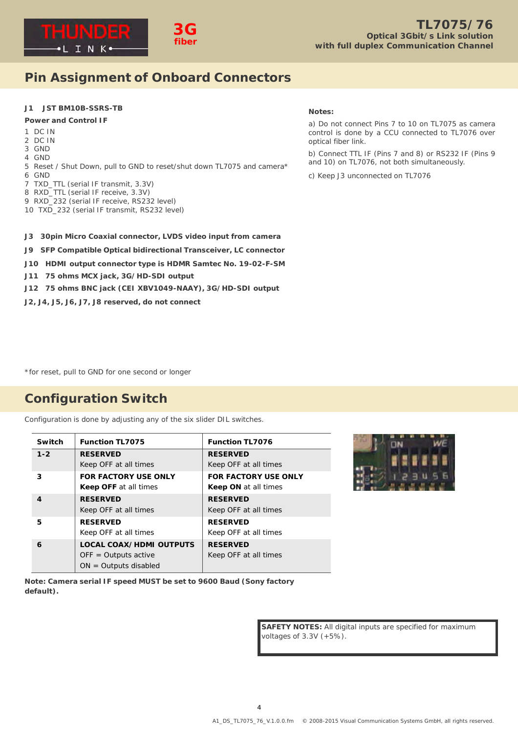## Pin Assignment of Onboard Connectors

**J1 JST BM10B-SSRS-TB**

**Power and Control IF**

1 DC IN
2 DC IN
3 GND
4 GND
5 Reset / Shut Down, pull to GND to reset/shut down TL7075 and camera*
6 GND
7 TXD_TTL (serial IF transmit, 3.3V)
8 RXD_TTL (serial IF receive, 3.3V)
9 RXD_232 (serial IF receive, RS232 level)
10 TXD_232 (serial IF transmit, RS232 level)

**Notes:**

a) Do not connect Pins 7 to 10 on TL7075 as camera control is done by a CCU connected to TL7076 over optical fiber link.

b) Connect TTL IF (Pins 7 and 8) or RS232 IF (Pins 9 and 10) on TL7076, not both simultaneously.

c) Keep J3 unconnected on TL7076

**J3 30pin Micro Coaxial connector, LVDS video input from camera**

**J9 SFP Compatible Optical bidirectional Transceiver, LC connector**

**J10 HDMI output connector type is HDMR Samtec No. 19-02-F-SM**

**J11 75 ohms MCX jack, 3G/HD-SDI output**

**J12 75 ohms BNC jack (CEI XBV1049-NAAY), 3G/HD-SDI output**

**J2, J4, J5, J6, J7, J8 reserved, do not connect**

*for reset, pull to GND for one second or longer

## Configuration Switch

Configuration is done by adjusting any of the six slider DIL switches.

| Switch | Function TL7075 | Function TL7076 |
|---|---|---|
| **1-2** | **RESERVED**<br>Keep OFF at all times | **RESERVED**<br>Keep OFF at all times |
| **3** | **FOR FACTORY USE ONLY**<br>**Keep OFF** at all times | **FOR FACTORY USE ONLY**<br>**Keep ON** at all times |
| **4** | **RESERVED**<br>Keep OFF at all times | **RESERVED**<br>Keep OFF at all times |
| **5** | **RESERVED**<br>Keep OFF at all times | **RESERVED**<br>Keep OFF at all times |
| **6** | **LOCAL COAX/HDMI OUTPUTS**<br>OFF = Outputs active<br>ON = Outputs disabled | **RESERVED**<br>Keep OFF at all times |

**Note: Camera serial IF speed MUST be set to 9600 Baud (Sony factory default).**

**SAFETY NOTES:** All digital inputs are specified for maximum voltages of 3.3V (+5%).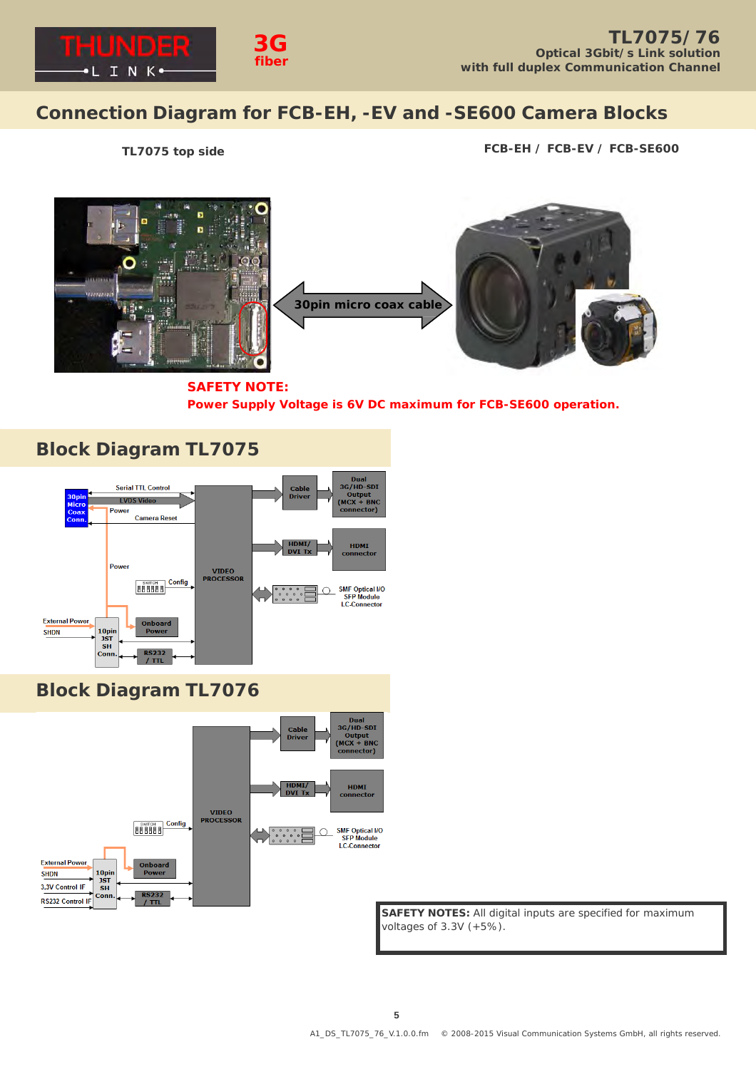## Connection Diagram for FCB-EH, -EV and -SE600 Camera Blocks

**TL7075 top side**

**FCB-EH / FCB-EV / FCB-SE600**

30pin micro coax cable

**SAFETY NOTE:**
**Power Supply Voltage is 6V DC maximum for FCB-SE600 operation.**

## Block Diagram TL7075

30pin Micro Coax Conn.
Serial TTL Control
LVDS Video
Power
Camera Reset
Power
Config
External Power
SHDN
10pin JST SH Conn.
Onboard Power
RS232 / TTL
VIDEO PROCESSOR
Cable Driver
Dual 3G/HD-SDI Output (MCX + BNC connector)
HDMI/ DVI Tx
HDMI connector
SMF Optical I/O SFP Module LC-Connector

## Block Diagram TL7076

Config
External Power
SHDN
3,3V Control IF
RS232 Control IF
10pin JST SH Conn.
Onboard Power
RS232 / TTL
VIDEO PROCESSOR
Cable Driver
Dual 3G/HD-SDI Output (MCX + BNC connector)
HDMI/ DVI Tx
HDMI connector
SMF Optical I/O SFP Module LC-Connector

**SAFETY NOTES:** All digital inputs are specified for maximum voltages of 3.3V (+5%).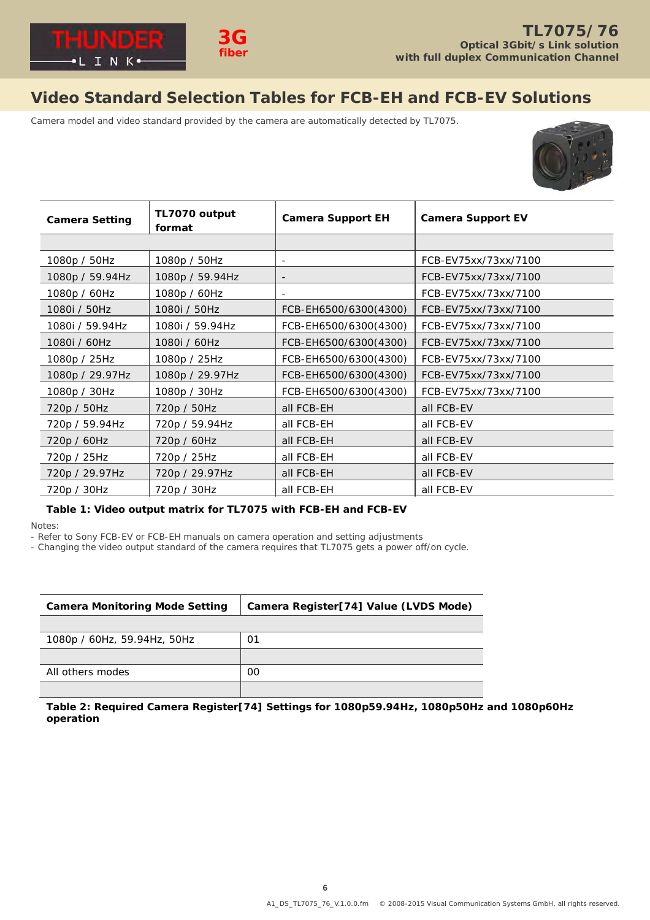## Video Standard Selection Tables for FCB-EH and FCB-EV Solutions

Camera model and video standard provided by the camera are automatically detected by TL7075.

| Camera Setting | TL7070 output format | Camera Support EH | Camera Support EV |
|---|---|---|---|
| | | | |
| 1080p / 50Hz | 1080p / 50Hz | - | FCB-EV75xx/73xx/7100 |
| 1080p / 59.94Hz | 1080p / 59.94Hz | - | FCB-EV75xx/73xx/7100 |
| 1080p / 60Hz | 1080p / 60Hz | - | FCB-EV75xx/73xx/7100 |
| 1080i / 50Hz | 1080i / 50Hz | FCB-EH6500/6300(4300) | FCB-EV75xx/73xx/7100 |
| 1080i / 59.94Hz | 1080i / 59.94Hz | FCB-EH6500/6300(4300) | FCB-EV75xx/73xx/7100 |
| 1080i / 60Hz | 1080i / 60Hz | FCB-EH6500/6300(4300) | FCB-EV75xx/73xx/7100 |
| 1080p / 25Hz | 1080p / 25Hz | FCB-EH6500/6300(4300) | FCB-EV75xx/73xx/7100 |
| 1080p / 29.97Hz | 1080p / 29.97Hz | FCB-EH6500/6300(4300) | FCB-EV75xx/73xx/7100 |
| 1080p / 30Hz | 1080p / 30Hz | FCB-EH6500/6300(4300) | FCB-EV75xx/73xx/7100 |
| 720p / 50Hz | 720p / 50Hz | all FCB-EH | all FCB-EV |
| 720p / 59.94Hz | 720p / 59.94Hz | all FCB-EH | all FCB-EV |
| 720p / 60Hz | 720p / 60Hz | all FCB-EH | all FCB-EV |
| 720p / 25Hz | 720p / 25Hz | all FCB-EH | all FCB-EV |
| 720p / 29.97Hz | 720p / 29.97Hz | all FCB-EH | all FCB-EV |
| 720p / 30Hz | 720p / 30Hz | all FCB-EH | all FCB-EV |

**Table 1: Video output matrix for TL7075 with FCB-EH and FCB-EV**

Notes:
- Refer to Sony FCB-EV or FCB-EH manuals on camera operation and setting adjustments
- Changing the video output standard of the camera requires that TL7075 gets a power off/on cycle.

| Camera Monitoring Mode Setting | Camera Register[74] Value (LVDS Mode) |
|---|---|
| | |
| 1080p / 60Hz, 59.94Hz, 50Hz | 01 |
| | |
| All others modes | 00 |
| | |

**Table 2: Required Camera Register[74] Settings for 1080p59.94Hz, 1080p50Hz and 1080p60Hz operation**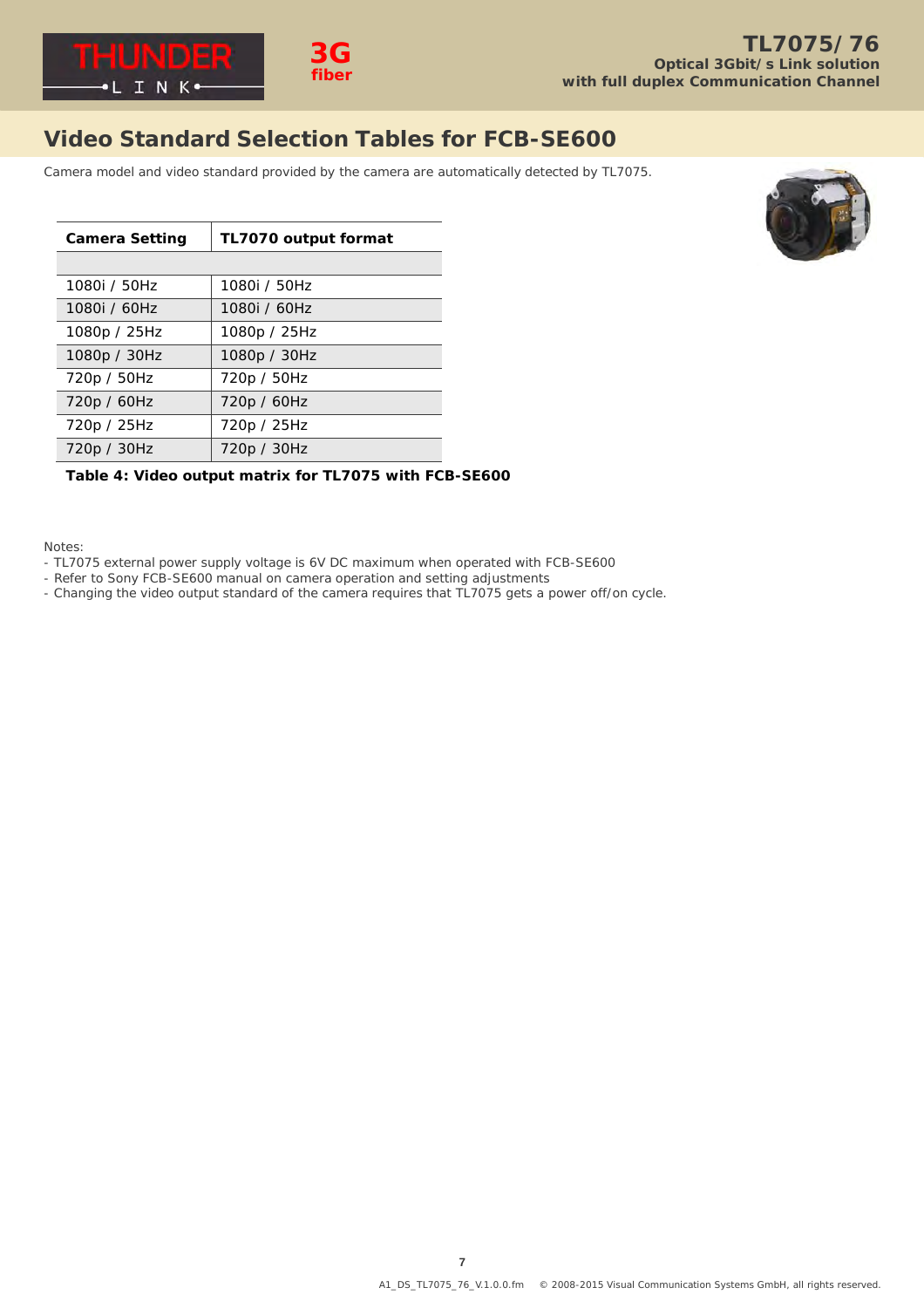## Video Standard Selection Tables for FCB-SE600

Camera model and video standard provided by the camera are automatically detected by TL7075.

| Camera Setting | TL7070 output format |
|---|---|
| | |
| 1080i / 50Hz | 1080i / 50Hz |
| 1080i / 60Hz | 1080i / 60Hz |
| 1080p / 25Hz | 1080p / 25Hz |
| 1080p / 30Hz | 1080p / 30Hz |
| 720p / 50Hz | 720p / 50Hz |
| 720p / 60Hz | 720p / 60Hz |
| 720p / 25Hz | 720p / 25Hz |
| 720p / 30Hz | 720p / 30Hz |

**Table 4: Video output matrix for TL7075 with FCB-SE600**

Notes:

- TL7075 external power supply voltage is 6V DC maximum when operated with FCB-SE600
- Refer to Sony FCB-SE600 manual on camera operation and setting adjustments
- Changing the video output standard of the camera requires that TL7075 gets a power off/on cycle.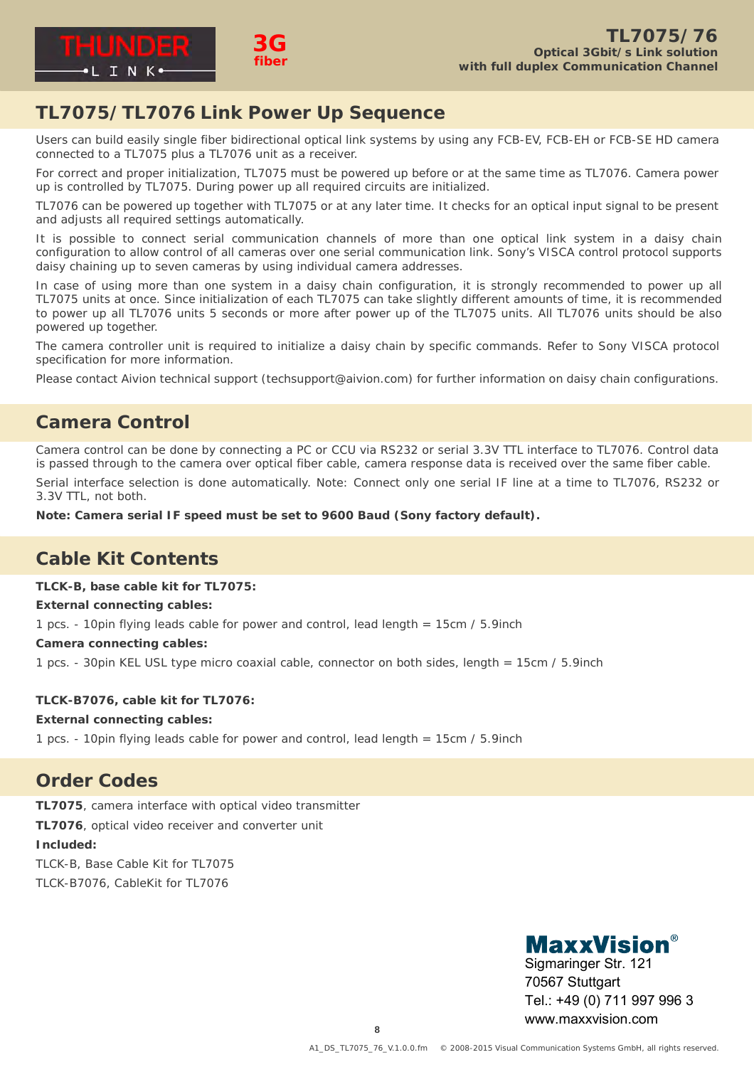## TL7075/TL7076 Link Power Up Sequence

Users can build easily single fiber bidirectional optical link systems by using any FCB-EV, FCB-EH or FCB-SE HD camera connected to a TL7075 plus a TL7076 unit as a receiver.

For correct and proper initialization, TL7075 must be powered up before or at the same time as TL7076. Camera power up is controlled by TL7075. During power up all required circuits are initialized.

TL7076 can be powered up together with TL7075 or at any later time. It checks for an optical input signal to be present and adjusts all required settings automatically.

It is possible to connect serial communication channels of more than one optical link system in a daisy chain configuration to allow control of all cameras over one serial communication link. Sony's VISCA control protocol supports daisy chaining up to seven cameras by using individual camera addresses.

In case of using more than one system in a daisy chain configuration, it is strongly recommended to power up all TL7075 units at once. Since initialization of each TL7075 can take slightly different amounts of time, it is recommended to power up all TL7076 units 5 seconds or more after power up of the TL7075 units. All TL7076 units should be also powered up together.

The camera controller unit is required to initialize a daisy chain by specific commands. Refer to Sony VISCA protocol specification for more information.

Please contact Aivion technical support (techsupport@aivion.com) for further information on daisy chain configurations.

## Camera Control

Camera control can be done by connecting a PC or CCU via RS232 or serial 3.3V TTL interface to TL7076. Control data is passed through to the camera over optical fiber cable, camera response data is received over the same fiber cable.

Serial interface selection is done automatically. Note: Connect only one serial IF line at a time to TL7076, RS232 or 3.3V TTL, not both.

**Note: Camera serial IF speed must be set to 9600 Baud (Sony factory default).**

## Cable Kit Contents

**TLCK-B, base cable kit for TL7075:**

**External connecting cables:**

1 pcs. - 10pin flying leads cable for power and control, lead length = 15cm / 5.9inch

**Camera connecting cables:**

1 pcs. - 30pin KEL USL type micro coaxial cable, connector on both sides, length = 15cm / 5.9inch

**TLCK-B7076, cable kit for TL7076:**

**External connecting cables:**

1 pcs. - 10pin flying leads cable for power and control, lead length = 15cm / 5.9inch

## Order Codes

**TL7075**, camera interface with optical video transmitter

**TL7076**, optical video receiver and converter unit

**Included:**

TLCK-B, Base Cable Kit for TL7075

TLCK-B7076, CableKit for TL7076

**MaxxVision®**
Sigmaringer Str. 121
70567 Stuttgart
Tel.: +49 (0) 711 997 996 3
www.maxxvision.com